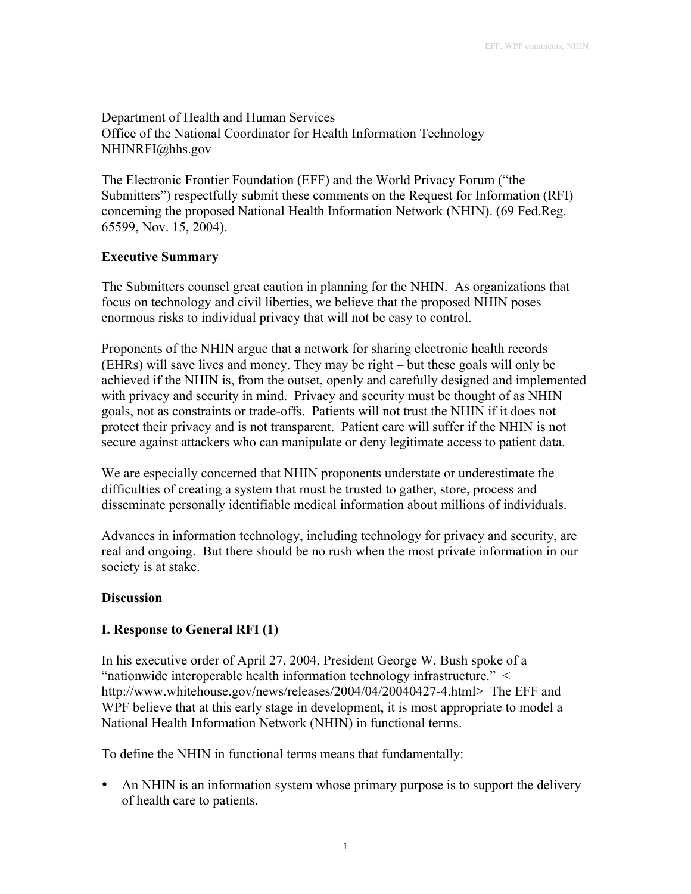Department of Health and Human Services
Office of the National Coordinator for Health Information Technology
NHINRFI@hhs.gov

The Electronic Frontier Foundation (EFF) and the World Privacy Forum ("the Submitters") respectfully submit these comments on the Request for Information (RFI) concerning the proposed National Health Information Network (NHIN). (69 Fed.Reg. 65599, Nov. 15, 2004).

**Executive Summary**

The Submitters counsel great caution in planning for the NHIN. As organizations that focus on technology and civil liberties, we believe that the proposed NHIN poses enormous risks to individual privacy that will not be easy to control.

Proponents of the NHIN argue that a network for sharing electronic health records (EHRs) will save lives and money. They may be right – but these goals will only be achieved if the NHIN is, from the outset, openly and carefully designed and implemented with privacy and security in mind. Privacy and security must be thought of as NHIN goals, not as constraints or trade-offs. Patients will not trust the NHIN if it does not protect their privacy and is not transparent. Patient care will suffer if the NHIN is not secure against attackers who can manipulate or deny legitimate access to patient data.

We are especially concerned that NHIN proponents understate or underestimate the difficulties of creating a system that must be trusted to gather, store, process and disseminate personally identifiable medical information about millions of individuals.

Advances in information technology, including technology for privacy and security, are real and ongoing. But there should be no rush when the most private information in our society is at stake.

**Discussion**

**I. Response to General RFI (1)**

In his executive order of April 27, 2004, President George W. Bush spoke of a "nationwide interoperable health information technology infrastructure." < http://www.whitehouse.gov/news/releases/2004/04/20040427-4.html> The EFF and WPF believe that at this early stage in development, it is most appropriate to model a National Health Information Network (NHIN) in functional terms.

To define the NHIN in functional terms means that fundamentally:

- An NHIN is an information system whose primary purpose is to support the delivery of health care to patients.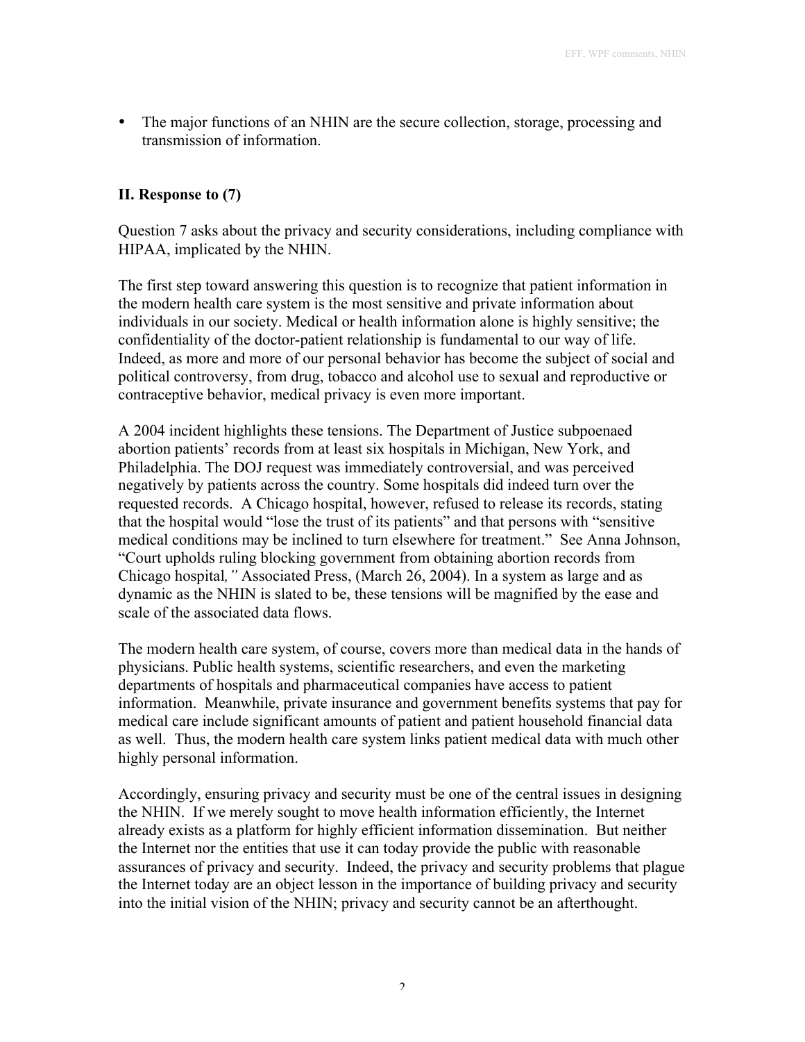- The major functions of an NHIN are the secure collection, storage, processing and transmission of information.

## II. Response to (7)

Question 7 asks about the privacy and security considerations, including compliance with HIPAA, implicated by the NHIN.

The first step toward answering this question is to recognize that patient information in the modern health care system is the most sensitive and private information about individuals in our society. Medical or health information alone is highly sensitive; the confidentiality of the doctor-patient relationship is fundamental to our way of life. Indeed, as more and more of our personal behavior has become the subject of social and political controversy, from drug, tobacco and alcohol use to sexual and reproductive or contraceptive behavior, medical privacy is even more important.

A 2004 incident highlights these tensions. The Department of Justice subpoenaed abortion patients' records from at least six hospitals in Michigan, New York, and Philadelphia. The DOJ request was immediately controversial, and was perceived negatively by patients across the country. Some hospitals did indeed turn over the requested records. A Chicago hospital, however, refused to release its records, stating that the hospital would "lose the trust of its patients" and that persons with "sensitive medical conditions may be inclined to turn elsewhere for treatment." See Anna Johnson, "Court upholds ruling blocking government from obtaining abortion records from Chicago hospital*,"* Associated Press, (March 26, 2004). In a system as large and as dynamic as the NHIN is slated to be, these tensions will be magnified by the ease and scale of the associated data flows.

The modern health care system, of course, covers more than medical data in the hands of physicians. Public health systems, scientific researchers, and even the marketing departments of hospitals and pharmaceutical companies have access to patient information. Meanwhile, private insurance and government benefits systems that pay for medical care include significant amounts of patient and patient household financial data as well. Thus, the modern health care system links patient medical data with much other highly personal information.

Accordingly, ensuring privacy and security must be one of the central issues in designing the NHIN. If we merely sought to move health information efficiently, the Internet already exists as a platform for highly efficient information dissemination. But neither the Internet nor the entities that use it can today provide the public with reasonable assurances of privacy and security. Indeed, the privacy and security problems that plague the Internet today are an object lesson in the importance of building privacy and security into the initial vision of the NHIN; privacy and security cannot be an afterthought.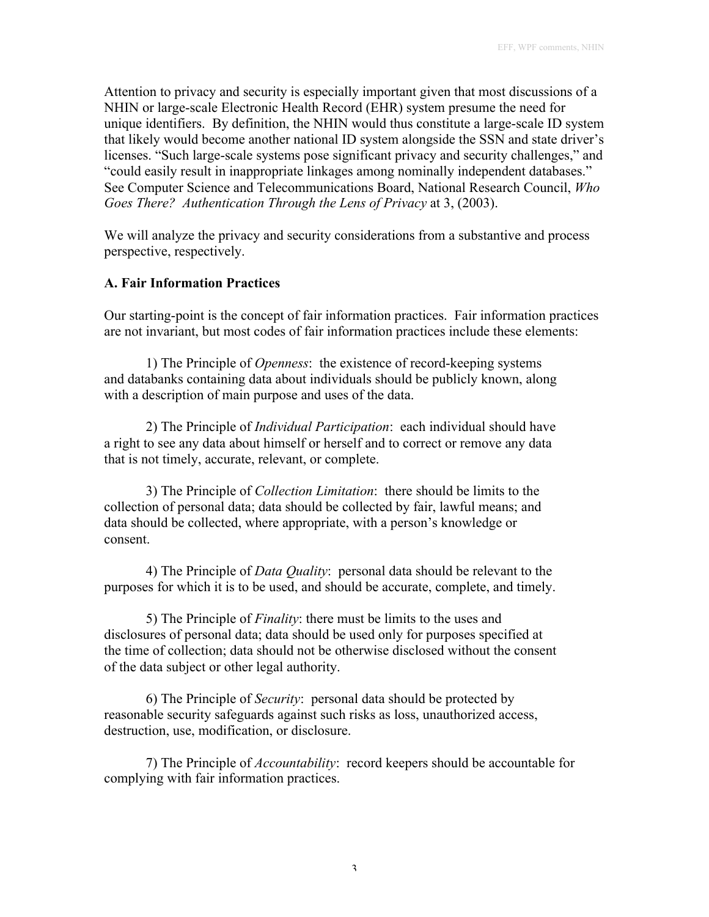Attention to privacy and security is especially important given that most discussions of a NHIN or large-scale Electronic Health Record (EHR) system presume the need for unique identifiers. By definition, the NHIN would thus constitute a large-scale ID system that likely would become another national ID system alongside the SSN and state driver's licenses. "Such large-scale systems pose significant privacy and security challenges," and "could easily result in inappropriate linkages among nominally independent databases." See Computer Science and Telecommunications Board, National Research Council, *Who Goes There? Authentication Through the Lens of Privacy* at 3, (2003).

We will analyze the privacy and security considerations from a substantive and process perspective, respectively.

**A. Fair Information Practices**

Our starting-point is the concept of fair information practices. Fair information practices are not invariant, but most codes of fair information practices include these elements:

1) The Principle of *Openness*: the existence of record-keeping systems and databanks containing data about individuals should be publicly known, along with a description of main purpose and uses of the data.

2) The Principle of *Individual Participation*: each individual should have a right to see any data about himself or herself and to correct or remove any data that is not timely, accurate, relevant, or complete.

3) The Principle of *Collection Limitation*: there should be limits to the collection of personal data; data should be collected by fair, lawful means; and data should be collected, where appropriate, with a person's knowledge or consent.

4) The Principle of *Data Quality*: personal data should be relevant to the purposes for which it is to be used, and should be accurate, complete, and timely.

5) The Principle of *Finality*: there must be limits to the uses and disclosures of personal data; data should be used only for purposes specified at the time of collection; data should not be otherwise disclosed without the consent of the data subject or other legal authority.

6) The Principle of *Security*: personal data should be protected by reasonable security safeguards against such risks as loss, unauthorized access, destruction, use, modification, or disclosure.

7) The Principle of *Accountability*: record keepers should be accountable for complying with fair information practices.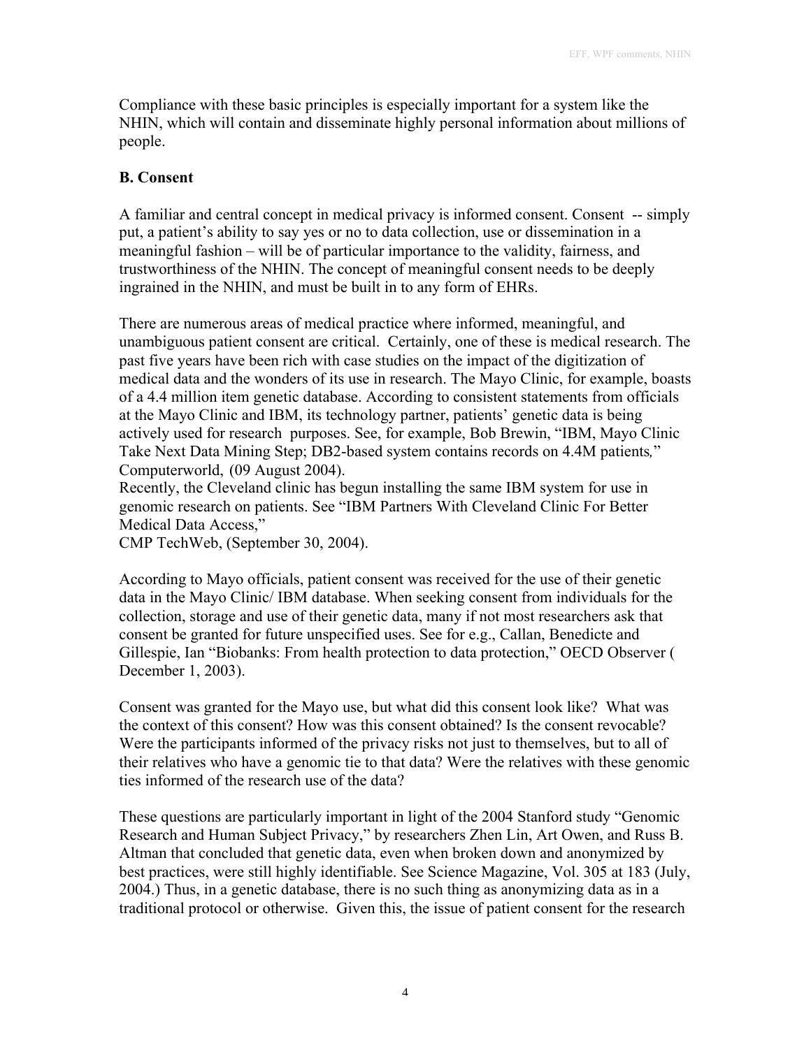Compliance with these basic principles is especially important for a system like the NHIN, which will contain and disseminate highly personal information about millions of people.

**B. Consent**

A familiar and central concept in medical privacy is informed consent. Consent -- simply put, a patient's ability to say yes or no to data collection, use or dissemination in a meaningful fashion – will be of particular importance to the validity, fairness, and trustworthiness of the NHIN. The concept of meaningful consent needs to be deeply ingrained in the NHIN, and must be built in to any form of EHRs.

There are numerous areas of medical practice where informed, meaningful, and unambiguous patient consent are critical. Certainly, one of these is medical research. The past five years have been rich with case studies on the impact of the digitization of medical data and the wonders of its use in research. The Mayo Clinic, for example, boasts of a 4.4 million item genetic database. According to consistent statements from officials at the Mayo Clinic and IBM, its technology partner, patients' genetic data is being actively used for research purposes. See, for example, Bob Brewin, "IBM, Mayo Clinic Take Next Data Mining Step; DB2-based system contains records on 4.4M patients*,*" Computerworld, (09 August 2004).
Recently, the Cleveland clinic has begun installing the same IBM system for use in genomic research on patients. See "IBM Partners With Cleveland Clinic For Better Medical Data Access,"
CMP TechWeb, (September 30, 2004).

According to Mayo officials, patient consent was received for the use of their genetic data in the Mayo Clinic/ IBM database. When seeking consent from individuals for the collection, storage and use of their genetic data, many if not most researchers ask that consent be granted for future unspecified uses. See for e.g., Callan, Benedicte and Gillespie, Ian "Biobanks: From health protection to data protection," OECD Observer ( December 1, 2003).

Consent was granted for the Mayo use, but what did this consent look like? What was the context of this consent? How was this consent obtained? Is the consent revocable? Were the participants informed of the privacy risks not just to themselves, but to all of their relatives who have a genomic tie to that data? Were the relatives with these genomic ties informed of the research use of the data?

These questions are particularly important in light of the 2004 Stanford study "Genomic Research and Human Subject Privacy," by researchers Zhen Lin, Art Owen, and Russ B. Altman that concluded that genetic data, even when broken down and anonymized by best practices, were still highly identifiable. See Science Magazine, Vol. 305 at 183 (July, 2004.) Thus, in a genetic database, there is no such thing as anonymizing data as in a traditional protocol or otherwise. Given this, the issue of patient consent for the research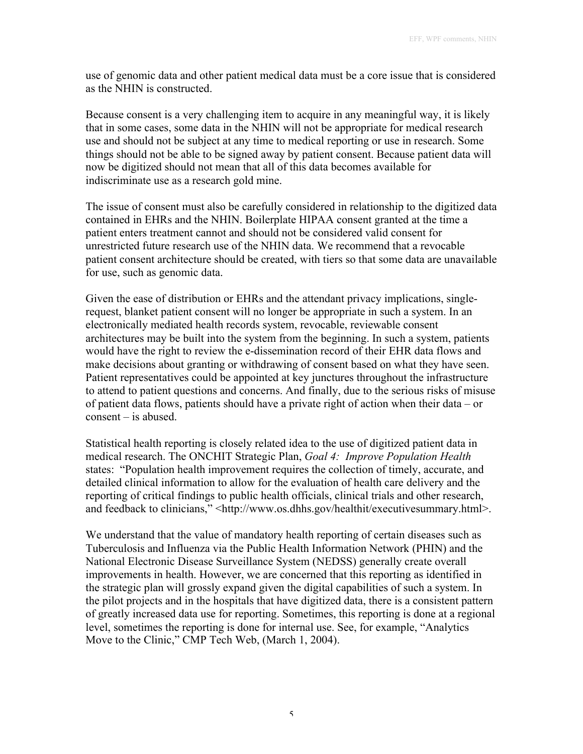use of genomic data and other patient medical data must be a core issue that is considered as the NHIN is constructed.

Because consent is a very challenging item to acquire in any meaningful way, it is likely that in some cases, some data in the NHIN will not be appropriate for medical research use and should not be subject at any time to medical reporting or use in research. Some things should not be able to be signed away by patient consent. Because patient data will now be digitized should not mean that all of this data becomes available for indiscriminate use as a research gold mine.

The issue of consent must also be carefully considered in relationship to the digitized data contained in EHRs and the NHIN. Boilerplate HIPAA consent granted at the time a patient enters treatment cannot and should not be considered valid consent for unrestricted future research use of the NHIN data. We recommend that a revocable patient consent architecture should be created, with tiers so that some data are unavailable for use, such as genomic data.

Given the ease of distribution or EHRs and the attendant privacy implications, single-request, blanket patient consent will no longer be appropriate in such a system. In an electronically mediated health records system, revocable, reviewable consent architectures may be built into the system from the beginning. In such a system, patients would have the right to review the e-dissemination record of their EHR data flows and make decisions about granting or withdrawing of consent based on what they have seen. Patient representatives could be appointed at key junctures throughout the infrastructure to attend to patient questions and concerns. And finally, due to the serious risks of misuse of patient data flows, patients should have a private right of action when their data – or consent – is abused.

Statistical health reporting is closely related idea to the use of digitized patient data in medical research. The ONCHIT Strategic Plan, *Goal 4: Improve Population Health* states: "Population health improvement requires the collection of timely, accurate, and detailed clinical information to allow for the evaluation of health care delivery and the reporting of critical findings to public health officials, clinical trials and other research, and feedback to clinicians," <http://www.os.dhhs.gov/healthit/executivesummary.html>.

We understand that the value of mandatory health reporting of certain diseases such as Tuberculosis and Influenza via the Public Health Information Network (PHIN) and the National Electronic Disease Surveillance System (NEDSS) generally create overall improvements in health. However, we are concerned that this reporting as identified in the strategic plan will grossly expand given the digital capabilities of such a system. In the pilot projects and in the hospitals that have digitized data, there is a consistent pattern of greatly increased data use for reporting. Sometimes, this reporting is done at a regional level, sometimes the reporting is done for internal use. See, for example, "Analytics Move to the Clinic," CMP Tech Web, (March 1, 2004).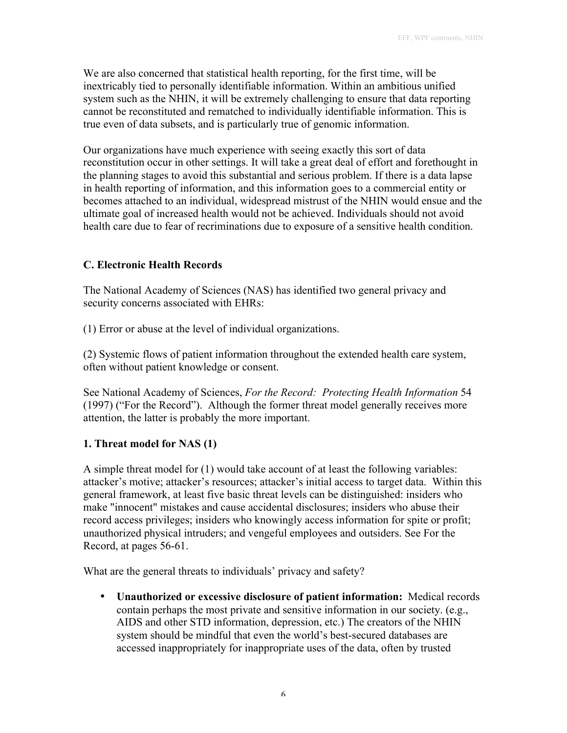We are also concerned that statistical health reporting, for the first time, will be inextricably tied to personally identifiable information. Within an ambitious unified system such as the NHIN, it will be extremely challenging to ensure that data reporting cannot be reconstituted and rematched to individually identifiable information. This is true even of data subsets, and is particularly true of genomic information.

Our organizations have much experience with seeing exactly this sort of data reconstitution occur in other settings. It will take a great deal of effort and forethought in the planning stages to avoid this substantial and serious problem. If there is a data lapse in health reporting of information, and this information goes to a commercial entity or becomes attached to an individual, widespread mistrust of the NHIN would ensue and the ultimate goal of increased health would not be achieved. Individuals should not avoid health care due to fear of recriminations due to exposure of a sensitive health condition.

### C. Electronic Health Records

The National Academy of Sciences (NAS) has identified two general privacy and security concerns associated with EHRs:

(1) Error or abuse at the level of individual organizations.

(2) Systemic flows of patient information throughout the extended health care system, often without patient knowledge or consent.

See National Academy of Sciences, *For the Record: Protecting Health Information* 54 (1997) ("For the Record"). Although the former threat model generally receives more attention, the latter is probably the more important.

#### 1. Threat model for NAS (1)

A simple threat model for (1) would take account of at least the following variables: attacker's motive; attacker's resources; attacker's initial access to target data. Within this general framework, at least five basic threat levels can be distinguished: insiders who make "innocent" mistakes and cause accidental disclosures; insiders who abuse their record access privileges; insiders who knowingly access information for spite or profit; unauthorized physical intruders; and vengeful employees and outsiders. See For the Record, at pages 56-61.

What are the general threats to individuals' privacy and safety?

- **Unauthorized or excessive disclosure of patient information:** Medical records contain perhaps the most private and sensitive information in our society. (e.g., AIDS and other STD information, depression, etc.) The creators of the NHIN system should be mindful that even the world's best-secured databases are accessed inappropriately for inappropriate uses of the data, often by trusted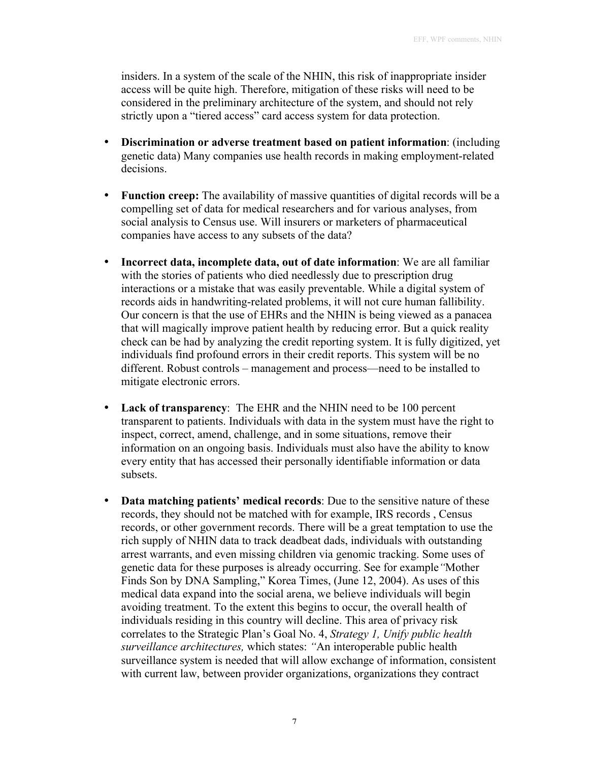insiders. In a system of the scale of the NHIN, this risk of inappropriate insider access will be quite high. Therefore, mitigation of these risks will need to be considered in the preliminary architecture of the system, and should not rely strictly upon a "tiered access" card access system for data protection.

- **Discrimination or adverse treatment based on patient information**: (including genetic data) Many companies use health records in making employment-related decisions.

- **Function creep:** The availability of massive quantities of digital records will be a compelling set of data for medical researchers and for various analyses, from social analysis to Census use. Will insurers or marketers of pharmaceutical companies have access to any subsets of the data?

- **Incorrect data, incomplete data, out of date information**: We are all familiar with the stories of patients who died needlessly due to prescription drug interactions or a mistake that was easily preventable. While a digital system of records aids in handwriting-related problems, it will not cure human fallibility. Our concern is that the use of EHRs and the NHIN is being viewed as a panacea that will magically improve patient health by reducing error. But a quick reality check can be had by analyzing the credit reporting system. It is fully digitized, yet individuals find profound errors in their credit reports. This system will be no different. Robust controls – management and process—need to be installed to mitigate electronic errors.

- **Lack of transparency**: The EHR and the NHIN need to be 100 percent transparent to patients. Individuals with data in the system must have the right to inspect, correct, amend, challenge, and in some situations, remove their information on an ongoing basis. Individuals must also have the ability to know every entity that has accessed their personally identifiable information or data subsets.

- **Data matching patients' medical records**: Due to the sensitive nature of these records, they should not be matched with for example, IRS records , Census records, or other government records. There will be a great temptation to use the rich supply of NHIN data to track deadbeat dads, individuals with outstanding arrest warrants, and even missing children via genomic tracking. Some uses of genetic data for these purposes is already occurring. See for example "Mother Finds Son by DNA Sampling," Korea Times, (June 12, 2004). As uses of this medical data expand into the social arena, we believe individuals will begin avoiding treatment. To the extent this begins to occur, the overall health of individuals residing in this country will decline. This area of privacy risk correlates to the Strategic Plan's Goal No. 4, *Strategy 1, Unify public health surveillance architectures,* which states: "An interoperable public health surveillance system is needed that will allow exchange of information, consistent with current law, between provider organizations, organizations they contract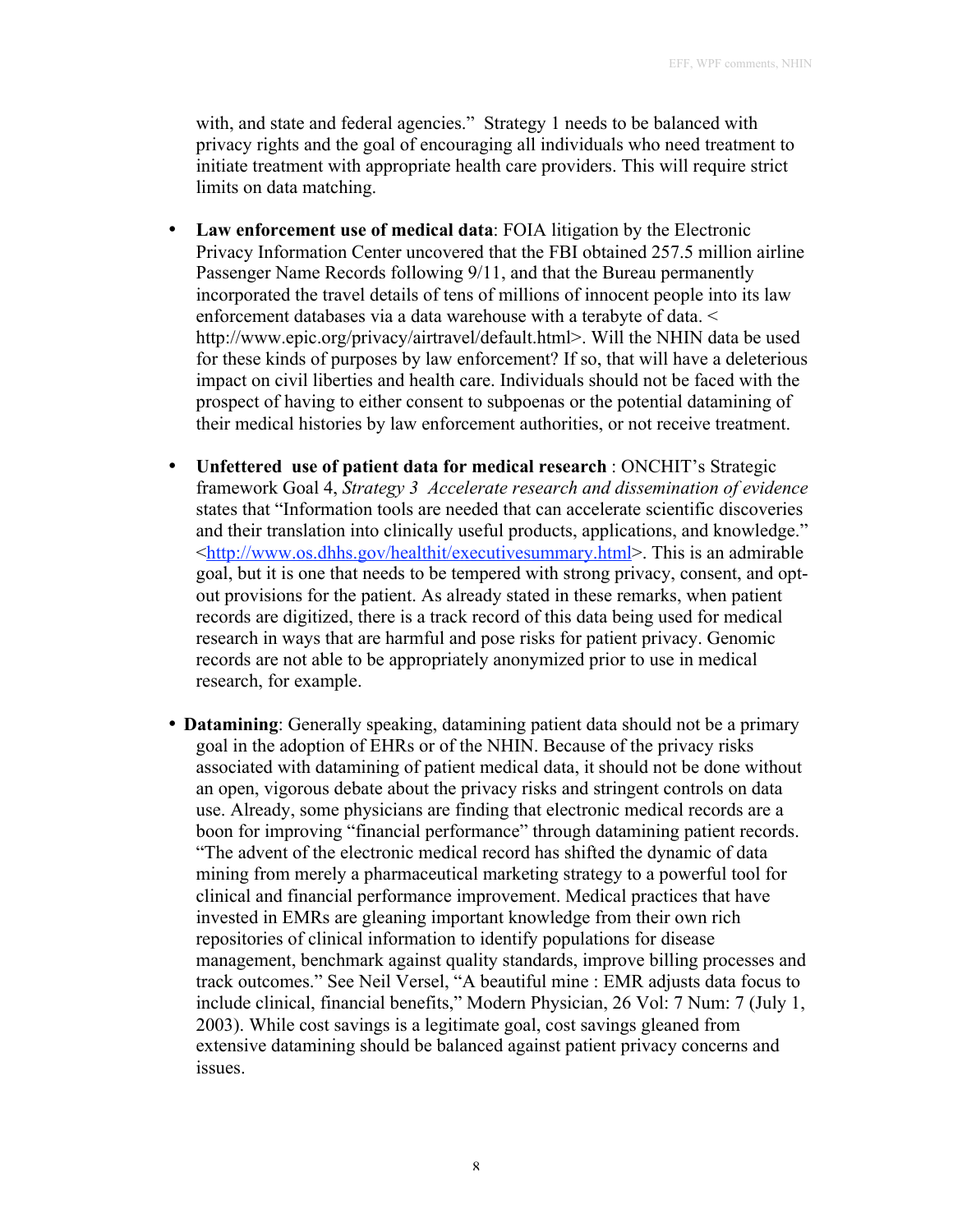with, and state and federal agencies." Strategy 1 needs to be balanced with privacy rights and the goal of encouraging all individuals who need treatment to initiate treatment with appropriate health care providers. This will require strict limits on data matching.

- **Law enforcement use of medical data**: FOIA litigation by the Electronic Privacy Information Center uncovered that the FBI obtained 257.5 million airline Passenger Name Records following 9/11, and that the Bureau permanently incorporated the travel details of tens of millions of innocent people into its law enforcement databases via a data warehouse with a terabyte of data. < http://www.epic.org/privacy/airtravel/default.html>. Will the NHIN data be used for these kinds of purposes by law enforcement? If so, that will have a deleterious impact on civil liberties and health care. Individuals should not be faced with the prospect of having to either consent to subpoenas or the potential datamining of their medical histories by law enforcement authorities, or not receive treatment.

- **Unfettered use of patient data for medical research** : ONCHIT's Strategic framework Goal 4, *Strategy 3 Accelerate research and dissemination of evidence* states that "Information tools are needed that can accelerate scientific discoveries and their translation into clinically useful products, applications, and knowledge." <http://www.os.dhhs.gov/healthit/executivesummary.html>. This is an admirable goal, but it is one that needs to be tempered with strong privacy, consent, and opt-out provisions for the patient. As already stated in these remarks, when patient records are digitized, there is a track record of this data being used for medical research in ways that are harmful and pose risks for patient privacy. Genomic records are not able to be appropriately anonymized prior to use in medical research, for example.

- **Datamining**: Generally speaking, datamining patient data should not be a primary goal in the adoption of EHRs or of the NHIN. Because of the privacy risks associated with datamining of patient medical data, it should not be done without an open, vigorous debate about the privacy risks and stringent controls on data use. Already, some physicians are finding that electronic medical records are a boon for improving "financial performance" through datamining patient records. "The advent of the electronic medical record has shifted the dynamic of data mining from merely a pharmaceutical marketing strategy to a powerful tool for clinical and financial performance improvement. Medical practices that have invested in EMRs are gleaning important knowledge from their own rich repositories of clinical information to identify populations for disease management, benchmark against quality standards, improve billing processes and track outcomes." See Neil Versel, "A beautiful mine : EMR adjusts data focus to include clinical, financial benefits," Modern Physician, 26 Vol: 7 Num: 7 (July 1, 2003). While cost savings is a legitimate goal, cost savings gleaned from extensive datamining should be balanced against patient privacy concerns and issues.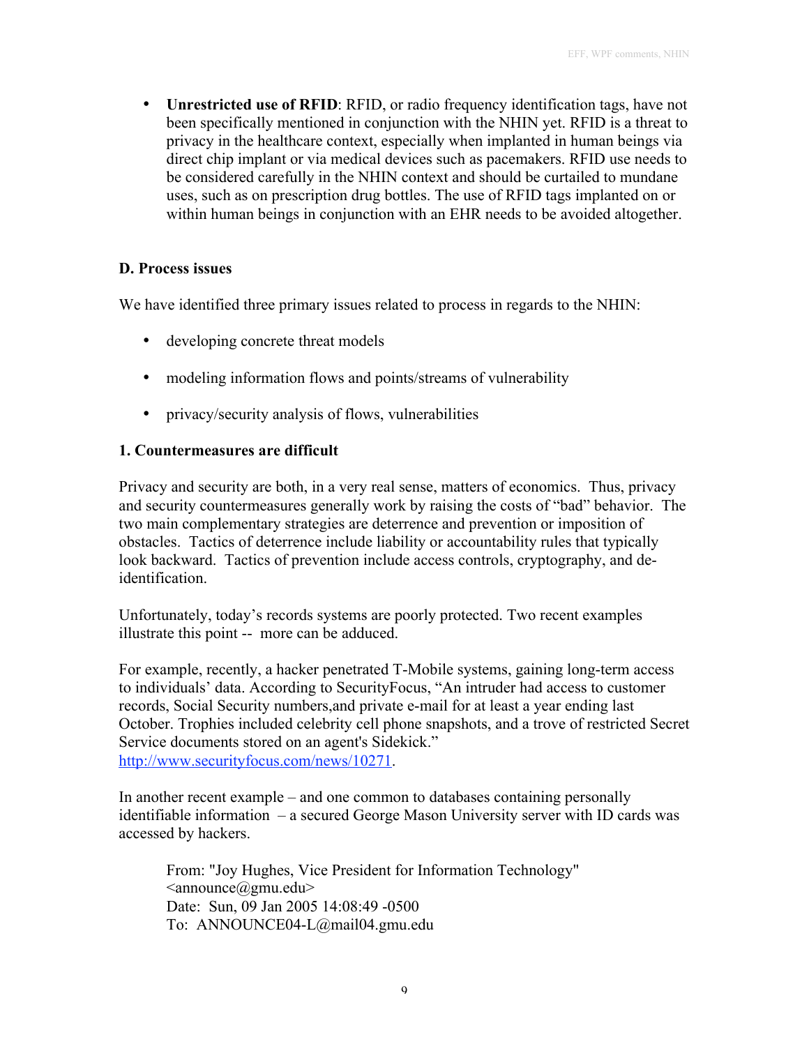- **Unrestricted use of RFID**: RFID, or radio frequency identification tags, have not been specifically mentioned in conjunction with the NHIN yet. RFID is a threat to privacy in the healthcare context, especially when implanted in human beings via direct chip implant or via medical devices such as pacemakers. RFID use needs to be considered carefully in the NHIN context and should be curtailed to mundane uses, such as on prescription drug bottles. The use of RFID tags implanted on or within human beings in conjunction with an EHR needs to be avoided altogether.

### D. Process issues

We have identified three primary issues related to process in regards to the NHIN:

- developing concrete threat models
- modeling information flows and points/streams of vulnerability
- privacy/security analysis of flows, vulnerabilities

#### 1. Countermeasures are difficult

Privacy and security are both, in a very real sense, matters of economics. Thus, privacy and security countermeasures generally work by raising the costs of "bad" behavior. The two main complementary strategies are deterrence and prevention or imposition of obstacles. Tactics of deterrence include liability or accountability rules that typically look backward. Tactics of prevention include access controls, cryptography, and de-identification.

Unfortunately, today's records systems are poorly protected. Two recent examples illustrate this point -- more can be adduced.

For example, recently, a hacker penetrated T-Mobile systems, gaining long-term access to individuals' data. According to SecurityFocus, "An intruder had access to customer records, Social Security numbers,and private e-mail for at least a year ending last October. Trophies included celebrity cell phone snapshots, and a trove of restricted Secret Service documents stored on an agent's Sidekick." http://www.securityfocus.com/news/10271.

In another recent example – and one common to databases containing personally identifiable information – a secured George Mason University server with ID cards was accessed by hackers.

> From: "Joy Hughes, Vice President for Information Technology" <announce@gmu.edu>
> Date: Sun, 09 Jan 2005 14:08:49 -0500
> To: ANNOUNCE04-L@mail04.gmu.edu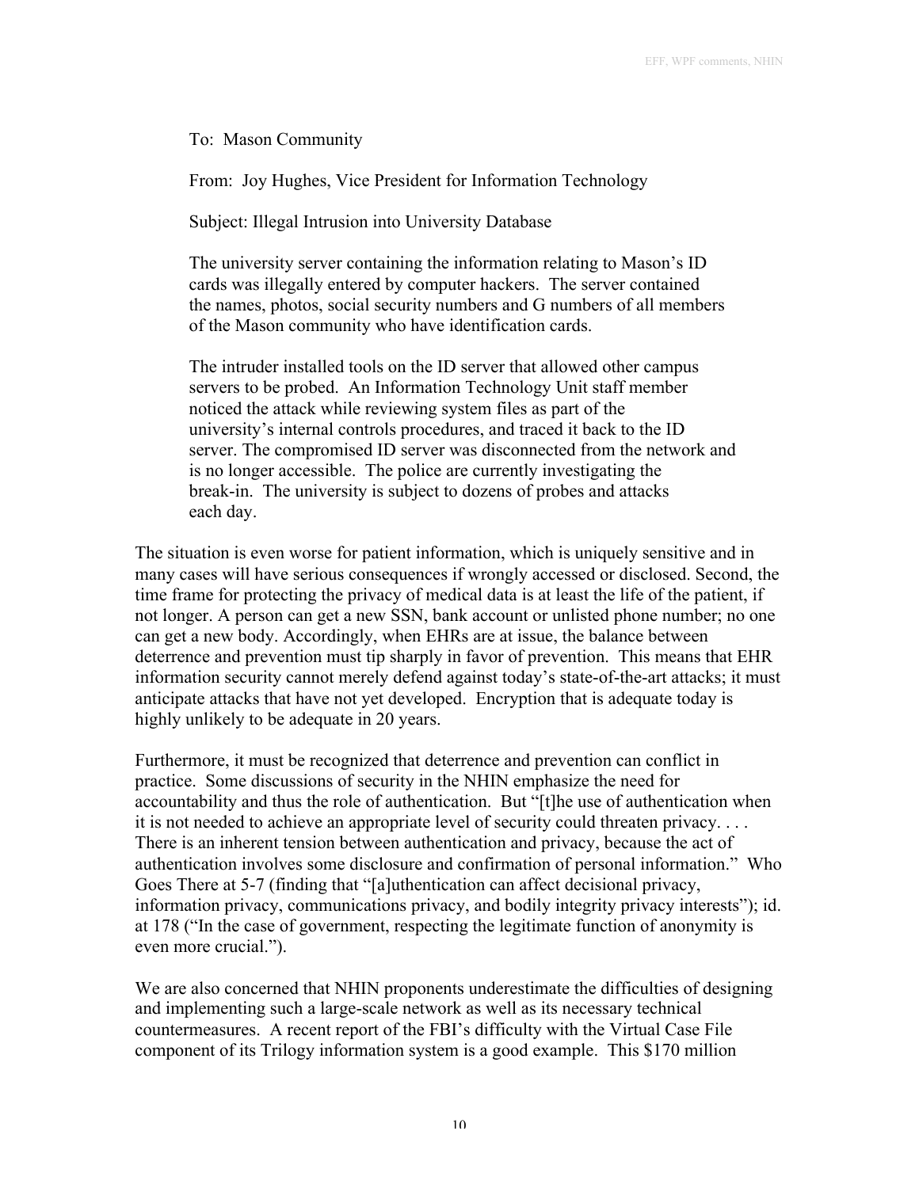> To: Mason Community
>
> From: Joy Hughes, Vice President for Information Technology
>
> Subject: Illegal Intrusion into University Database
>
> The university server containing the information relating to Mason's ID cards was illegally entered by computer hackers. The server contained the names, photos, social security numbers and G numbers of all members of the Mason community who have identification cards.
>
> The intruder installed tools on the ID server that allowed other campus servers to be probed. An Information Technology Unit staff member noticed the attack while reviewing system files as part of the university's internal controls procedures, and traced it back to the ID server. The compromised ID server was disconnected from the network and is no longer accessible. The police are currently investigating the break-in. The university is subject to dozens of probes and attacks each day.

The situation is even worse for patient information, which is uniquely sensitive and in many cases will have serious consequences if wrongly accessed or disclosed. Second, the time frame for protecting the privacy of medical data is at least the life of the patient, if not longer. A person can get a new SSN, bank account or unlisted phone number; no one can get a new body. Accordingly, when EHRs are at issue, the balance between deterrence and prevention must tip sharply in favor of prevention. This means that EHR information security cannot merely defend against today's state-of-the-art attacks; it must anticipate attacks that have not yet developed. Encryption that is adequate today is highly unlikely to be adequate in 20 years.

Furthermore, it must be recognized that deterrence and prevention can conflict in practice. Some discussions of security in the NHIN emphasize the need for accountability and thus the role of authentication. But "[t]he use of authentication when it is not needed to achieve an appropriate level of security could threaten privacy. . . . There is an inherent tension between authentication and privacy, because the act of authentication involves some disclosure and confirmation of personal information." Who Goes There at 5-7 (finding that "[a]uthentication can affect decisional privacy, information privacy, communications privacy, and bodily integrity privacy interests"); id. at 178 ("In the case of government, respecting the legitimate function of anonymity is even more crucial.").

We are also concerned that NHIN proponents underestimate the difficulties of designing and implementing such a large-scale network as well as its necessary technical countermeasures. A recent report of the FBI's difficulty with the Virtual Case File component of its Trilogy information system is a good example. This $170 million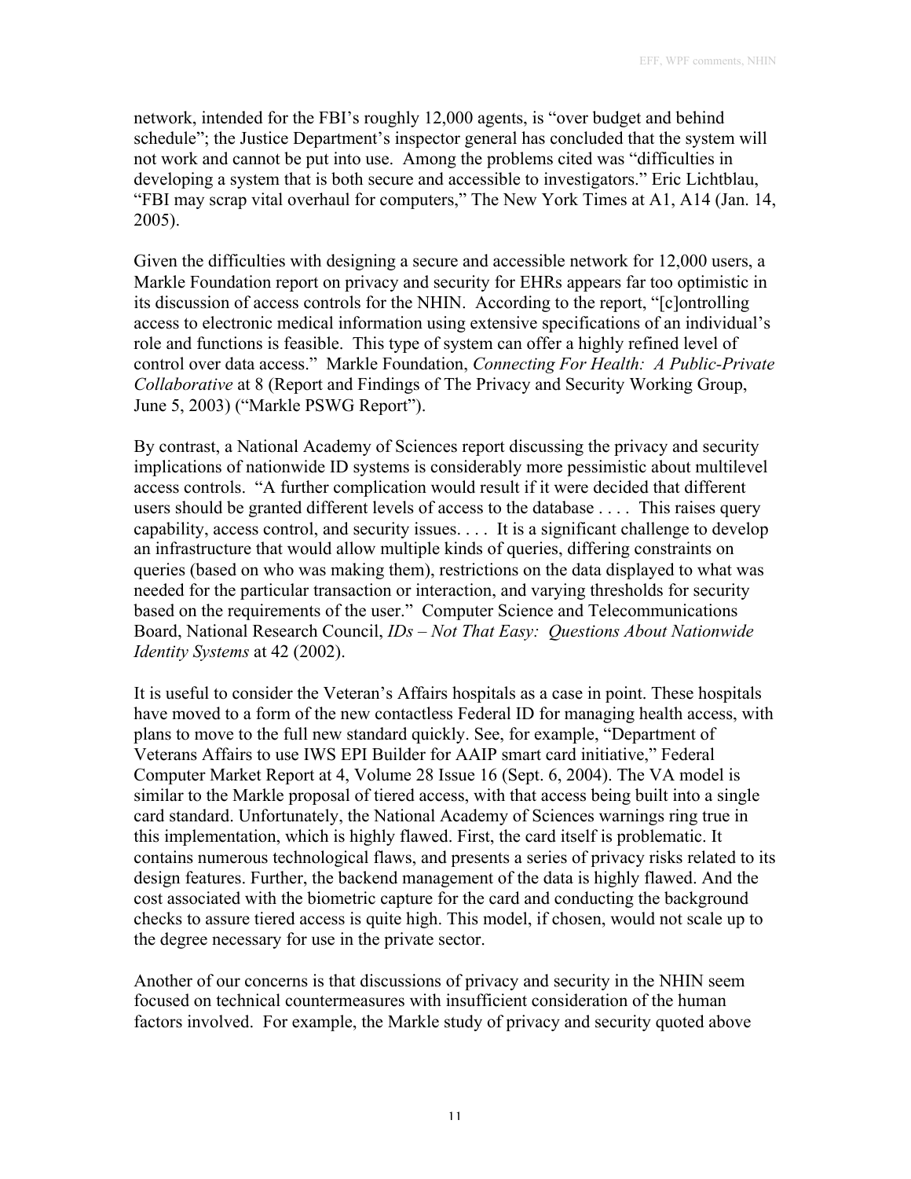network, intended for the FBI's roughly 12,000 agents, is "over budget and behind schedule"; the Justice Department's inspector general has concluded that the system will not work and cannot be put into use. Among the problems cited was "difficulties in developing a system that is both secure and accessible to investigators." Eric Lichtblau, "FBI may scrap vital overhaul for computers," The New York Times at A1, A14 (Jan. 14, 2005).

Given the difficulties with designing a secure and accessible network for 12,000 users, a Markle Foundation report on privacy and security for EHRs appears far too optimistic in its discussion of access controls for the NHIN. According to the report, "[c]ontrolling access to electronic medical information using extensive specifications of an individual's role and functions is feasible. This type of system can offer a highly refined level of control over data access." Markle Foundation, *Connecting For Health: A Public-Private Collaborative* at 8 (Report and Findings of The Privacy and Security Working Group, June 5, 2003) ("Markle PSWG Report").

By contrast, a National Academy of Sciences report discussing the privacy and security implications of nationwide ID systems is considerably more pessimistic about multilevel access controls. "A further complication would result if it were decided that different users should be granted different levels of access to the database . . . . This raises query capability, access control, and security issues. . . . It is a significant challenge to develop an infrastructure that would allow multiple kinds of queries, differing constraints on queries (based on who was making them), restrictions on the data displayed to what was needed for the particular transaction or interaction, and varying thresholds for security based on the requirements of the user." Computer Science and Telecommunications Board, National Research Council, *IDs – Not That Easy: Questions About Nationwide Identity Systems* at 42 (2002).

It is useful to consider the Veteran's Affairs hospitals as a case in point. These hospitals have moved to a form of the new contactless Federal ID for managing health access, with plans to move to the full new standard quickly. See, for example, "Department of Veterans Affairs to use IWS EPI Builder for AAIP smart card initiative," Federal Computer Market Report at 4, Volume 28 Issue 16 (Sept. 6, 2004). The VA model is similar to the Markle proposal of tiered access, with that access being built into a single card standard. Unfortunately, the National Academy of Sciences warnings ring true in this implementation, which is highly flawed. First, the card itself is problematic. It contains numerous technological flaws, and presents a series of privacy risks related to its design features. Further, the backend management of the data is highly flawed. And the cost associated with the biometric capture for the card and conducting the background checks to assure tiered access is quite high. This model, if chosen, would not scale up to the degree necessary for use in the private sector.

Another of our concerns is that discussions of privacy and security in the NHIN seem focused on technical countermeasures with insufficient consideration of the human factors involved. For example, the Markle study of privacy and security quoted above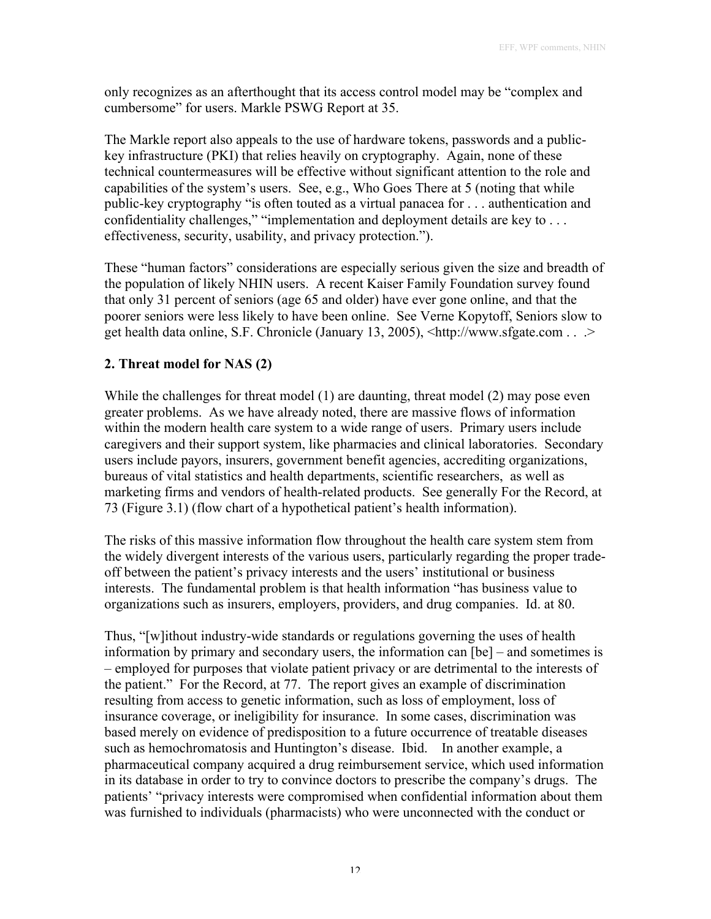only recognizes as an afterthought that its access control model may be "complex and cumbersome" for users. Markle PSWG Report at 35.

The Markle report also appeals to the use of hardware tokens, passwords and a public-key infrastructure (PKI) that relies heavily on cryptography. Again, none of these technical countermeasures will be effective without significant attention to the role and capabilities of the system's users. See, e.g., Who Goes There at 5 (noting that while public-key cryptography "is often touted as a virtual panacea for . . . authentication and confidentiality challenges," "implementation and deployment details are key to . . . effectiveness, security, usability, and privacy protection.").

These "human factors" considerations are especially serious given the size and breadth of the population of likely NHIN users. A recent Kaiser Family Foundation survey found that only 31 percent of seniors (age 65 and older) have ever gone online, and that the poorer seniors were less likely to have been online. See Verne Kopytoff, Seniors slow to get health data online, S.F. Chronicle (January 13, 2005), <http://www.sfgate.com . . .>

**2. Threat model for NAS (2)**

While the challenges for threat model (1) are daunting, threat model (2) may pose even greater problems. As we have already noted, there are massive flows of information within the modern health care system to a wide range of users. Primary users include caregivers and their support system, like pharmacies and clinical laboratories. Secondary users include payors, insurers, government benefit agencies, accrediting organizations, bureaus of vital statistics and health departments, scientific researchers, as well as marketing firms and vendors of health-related products. See generally For the Record, at 73 (Figure 3.1) (flow chart of a hypothetical patient's health information).

The risks of this massive information flow throughout the health care system stem from the widely divergent interests of the various users, particularly regarding the proper trade-off between the patient's privacy interests and the users' institutional or business interests. The fundamental problem is that health information "has business value to organizations such as insurers, employers, providers, and drug companies. Id. at 80.

Thus, "[w]ithout industry-wide standards or regulations governing the uses of health information by primary and secondary users, the information can [be] – and sometimes is – employed for purposes that violate patient privacy or are detrimental to the interests of the patient." For the Record, at 77. The report gives an example of discrimination resulting from access to genetic information, such as loss of employment, loss of insurance coverage, or ineligibility for insurance. In some cases, discrimination was based merely on evidence of predisposition to a future occurrence of treatable diseases such as hemochromatosis and Huntington's disease. Ibid. In another example, a pharmaceutical company acquired a drug reimbursement service, which used information in its database in order to try to convince doctors to prescribe the company's drugs. The patients' "privacy interests were compromised when confidential information about them was furnished to individuals (pharmacists) who were unconnected with the conduct or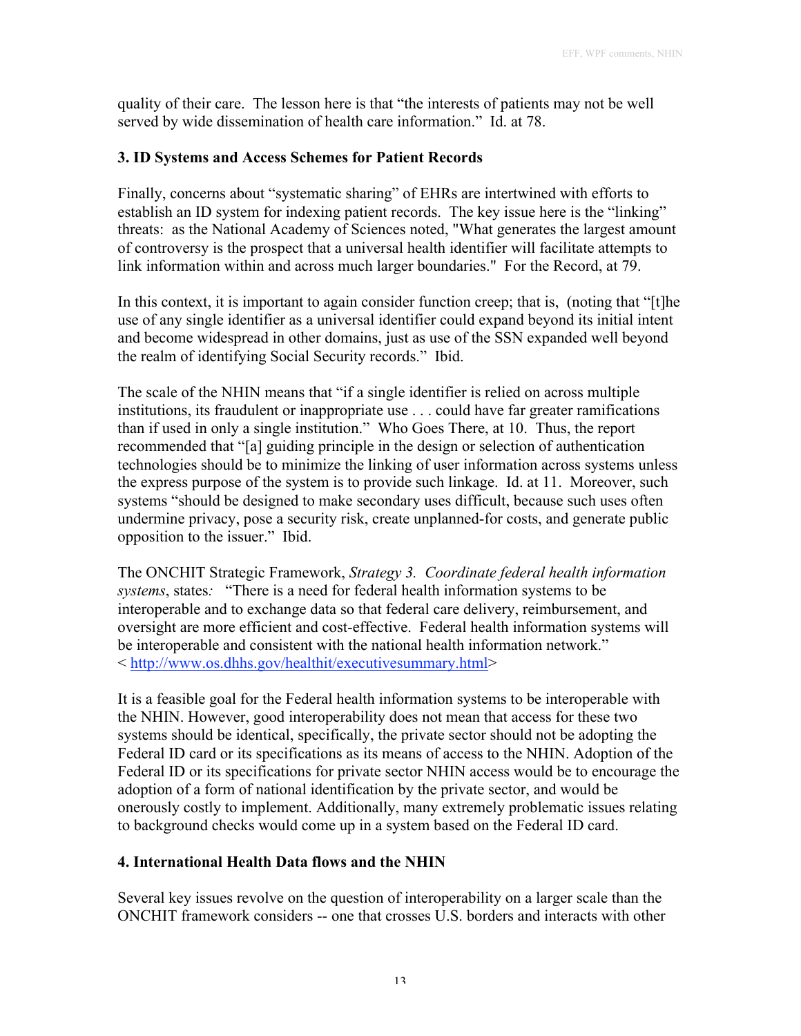quality of their care. The lesson here is that "the interests of patients may not be well served by wide dissemination of health care information." Id. at 78.

### 3. ID Systems and Access Schemes for Patient Records

Finally, concerns about "systematic sharing" of EHRs are intertwined with efforts to establish an ID system for indexing patient records. The key issue here is the "linking" threats: as the National Academy of Sciences noted, "What generates the largest amount of controversy is the prospect that a universal health identifier will facilitate attempts to link information within and across much larger boundaries." For the Record, at 79.

In this context, it is important to again consider function creep; that is, (noting that "[t]he use of any single identifier as a universal identifier could expand beyond its initial intent and become widespread in other domains, just as use of the SSN expanded well beyond the realm of identifying Social Security records." Ibid.

The scale of the NHIN means that "if a single identifier is relied on across multiple institutions, its fraudulent or inappropriate use . . . could have far greater ramifications than if used in only a single institution." Who Goes There, at 10. Thus, the report recommended that "[a] guiding principle in the design or selection of authentication technologies should be to minimize the linking of user information across systems unless the express purpose of the system is to provide such linkage. Id. at 11. Moreover, such systems "should be designed to make secondary uses difficult, because such uses often undermine privacy, pose a security risk, create unplanned-for costs, and generate public opposition to the issuer." Ibid.

The ONCHIT Strategic Framework, *Strategy 3. Coordinate federal health information systems*, states: "There is a need for federal health information systems to be interoperable and to exchange data so that federal care delivery, reimbursement, and oversight are more efficient and cost-effective. Federal health information systems will be interoperable and consistent with the national health information network." < http://www.os.dhhs.gov/healthit/executivesummary.html>

It is a feasible goal for the Federal health information systems to be interoperable with the NHIN. However, good interoperability does not mean that access for these two systems should be identical, specifically, the private sector should not be adopting the Federal ID card or its specifications as its means of access to the NHIN. Adoption of the Federal ID or its specifications for private sector NHIN access would be to encourage the adoption of a form of national identification by the private sector, and would be onerously costly to implement. Additionally, many extremely problematic issues relating to background checks would come up in a system based on the Federal ID card.

### 4. International Health Data flows and the NHIN

Several key issues revolve on the question of interoperability on a larger scale than the ONCHIT framework considers -- one that crosses U.S. borders and interacts with other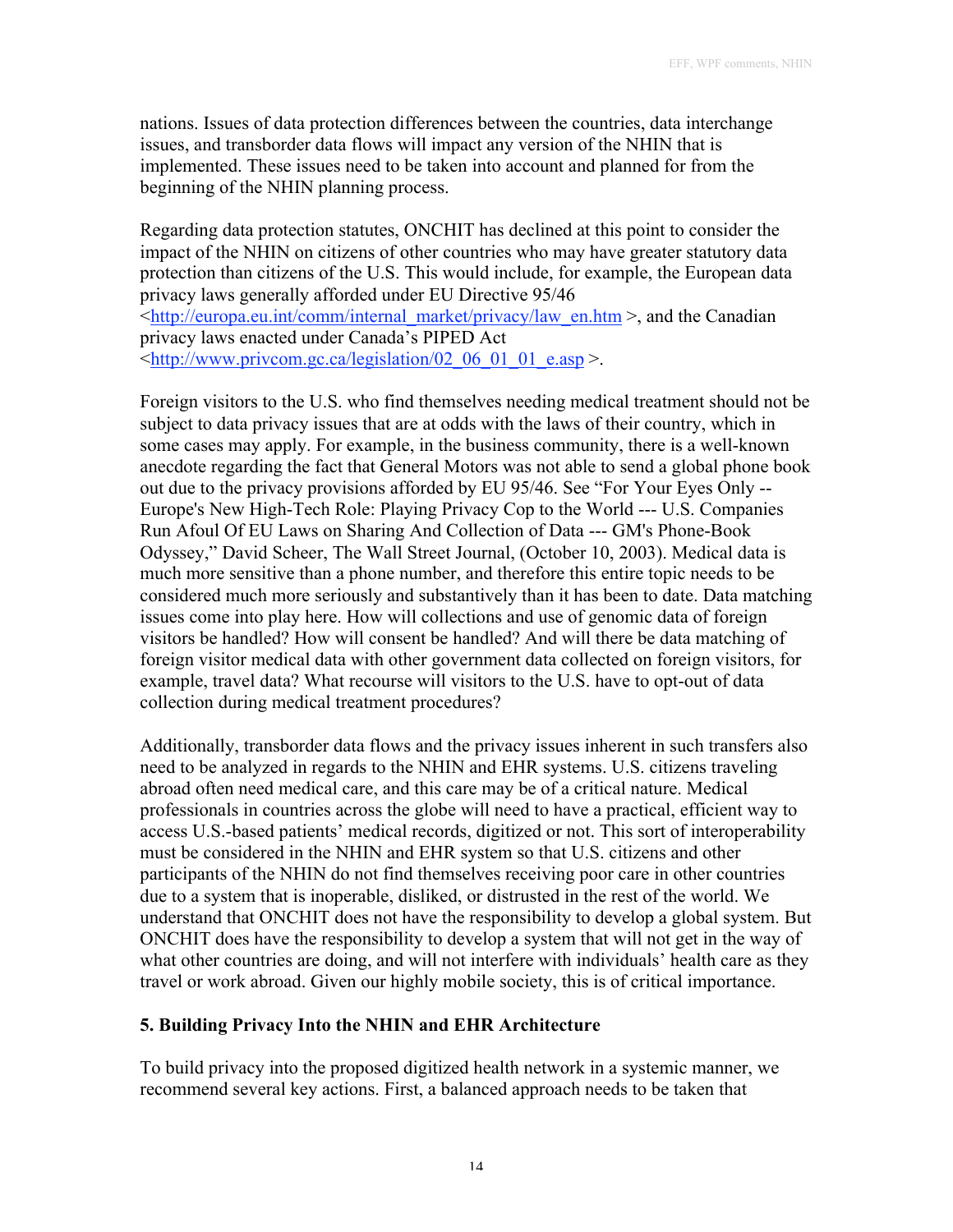nations. Issues of data protection differences between the countries, data interchange issues, and transborder data flows will impact any version of the NHIN that is implemented. These issues need to be taken into account and planned for from the beginning of the NHIN planning process.

Regarding data protection statutes, ONCHIT has declined at this point to consider the impact of the NHIN on citizens of other countries who may have greater statutory data protection than citizens of the U.S. This would include, for example, the European data privacy laws generally afforded under EU Directive 95/46 <http://europa.eu.int/comm/internal_market/privacy/law_en.htm >, and the Canadian privacy laws enacted under Canada's PIPED Act <http://www.privcom.gc.ca/legislation/02_06_01_01_e.asp >.

Foreign visitors to the U.S. who find themselves needing medical treatment should not be subject to data privacy issues that are at odds with the laws of their country, which in some cases may apply. For example, in the business community, there is a well-known anecdote regarding the fact that General Motors was not able to send a global phone book out due to the privacy provisions afforded by EU 95/46. See "For Your Eyes Only -- Europe's New High-Tech Role: Playing Privacy Cop to the World --- U.S. Companies Run Afoul Of EU Laws on Sharing And Collection of Data --- GM's Phone-Book Odyssey," David Scheer, The Wall Street Journal, (October 10, 2003). Medical data is much more sensitive than a phone number, and therefore this entire topic needs to be considered much more seriously and substantively than it has been to date. Data matching issues come into play here. How will collections and use of genomic data of foreign visitors be handled? How will consent be handled? And will there be data matching of foreign visitor medical data with other government data collected on foreign visitors, for example, travel data? What recourse will visitors to the U.S. have to opt-out of data collection during medical treatment procedures?

Additionally, transborder data flows and the privacy issues inherent in such transfers also need to be analyzed in regards to the NHIN and EHR systems. U.S. citizens traveling abroad often need medical care, and this care may be of a critical nature. Medical professionals in countries across the globe will need to have a practical, efficient way to access U.S.-based patients' medical records, digitized or not. This sort of interoperability must be considered in the NHIN and EHR system so that U.S. citizens and other participants of the NHIN do not find themselves receiving poor care in other countries due to a system that is inoperable, disliked, or distrusted in the rest of the world. We understand that ONCHIT does not have the responsibility to develop a global system. But ONCHIT does have the responsibility to develop a system that will not get in the way of what other countries are doing, and will not interfere with individuals' health care as they travel or work abroad. Given our highly mobile society, this is of critical importance.

## 5. Building Privacy Into the NHIN and EHR Architecture

To build privacy into the proposed digitized health network in a systemic manner, we recommend several key actions. First, a balanced approach needs to be taken that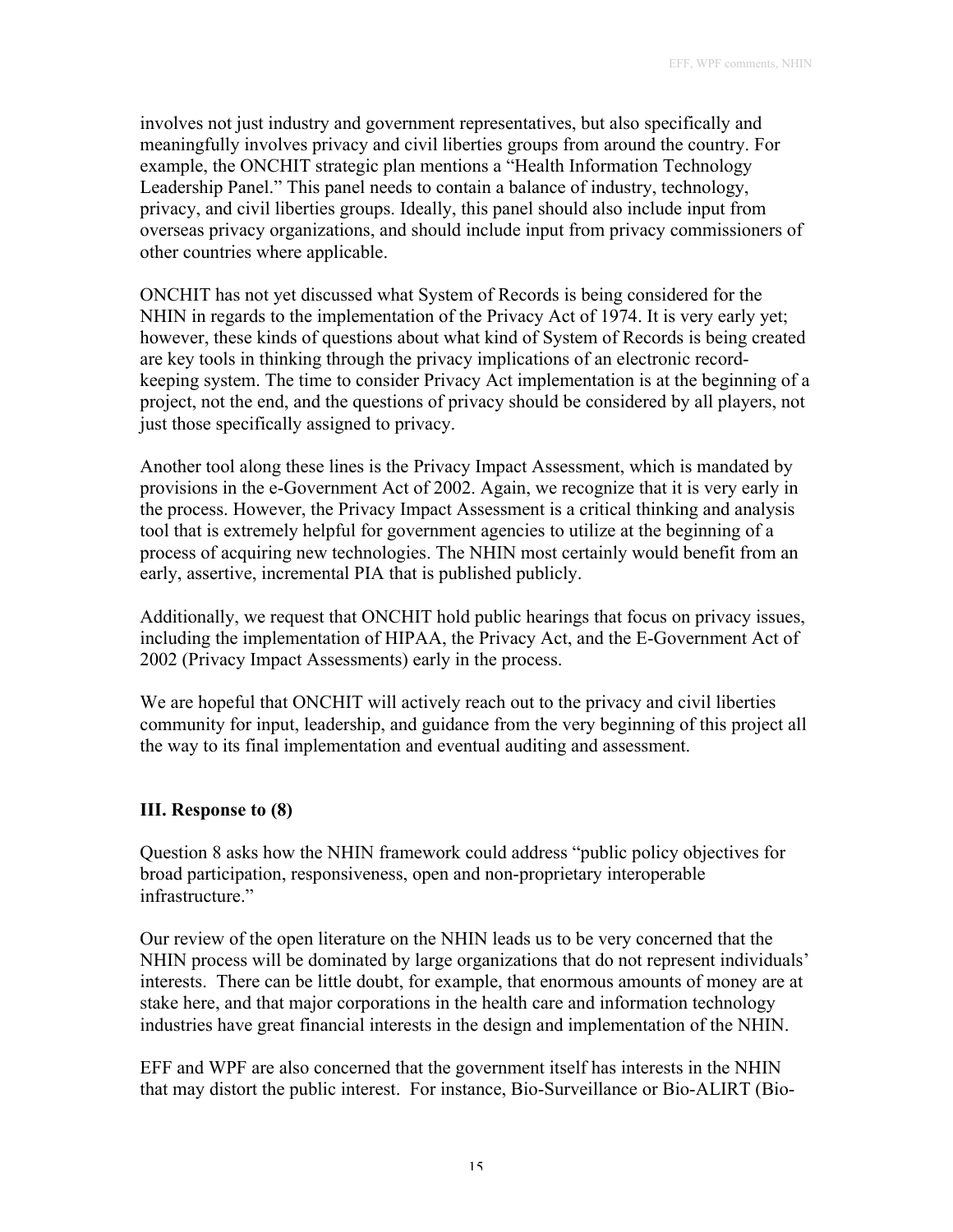involves not just industry and government representatives, but also specifically and meaningfully involves privacy and civil liberties groups from around the country. For example, the ONCHIT strategic plan mentions a "Health Information Technology Leadership Panel." This panel needs to contain a balance of industry, technology, privacy, and civil liberties groups. Ideally, this panel should also include input from overseas privacy organizations, and should include input from privacy commissioners of other countries where applicable.

ONCHIT has not yet discussed what System of Records is being considered for the NHIN in regards to the implementation of the Privacy Act of 1974. It is very early yet; however, these kinds of questions about what kind of System of Records is being created are key tools in thinking through the privacy implications of an electronic record-keeping system. The time to consider Privacy Act implementation is at the beginning of a project, not the end, and the questions of privacy should be considered by all players, not just those specifically assigned to privacy.

Another tool along these lines is the Privacy Impact Assessment, which is mandated by provisions in the e-Government Act of 2002. Again, we recognize that it is very early in the process. However, the Privacy Impact Assessment is a critical thinking and analysis tool that is extremely helpful for government agencies to utilize at the beginning of a process of acquiring new technologies. The NHIN most certainly would benefit from an early, assertive, incremental PIA that is published publicly.

Additionally, we request that ONCHIT hold public hearings that focus on privacy issues, including the implementation of HIPAA, the Privacy Act, and the E-Government Act of 2002 (Privacy Impact Assessments) early in the process.

We are hopeful that ONCHIT will actively reach out to the privacy and civil liberties community for input, leadership, and guidance from the very beginning of this project all the way to its final implementation and eventual auditing and assessment.

### III. Response to (8)

Question 8 asks how the NHIN framework could address "public policy objectives for broad participation, responsiveness, open and non-proprietary interoperable infrastructure."

Our review of the open literature on the NHIN leads us to be very concerned that the NHIN process will be dominated by large organizations that do not represent individuals' interests. There can be little doubt, for example, that enormous amounts of money are at stake here, and that major corporations in the health care and information technology industries have great financial interests in the design and implementation of the NHIN.

EFF and WPF are also concerned that the government itself has interests in the NHIN that may distort the public interest. For instance, Bio-Surveillance or Bio-ALIRT (Bio-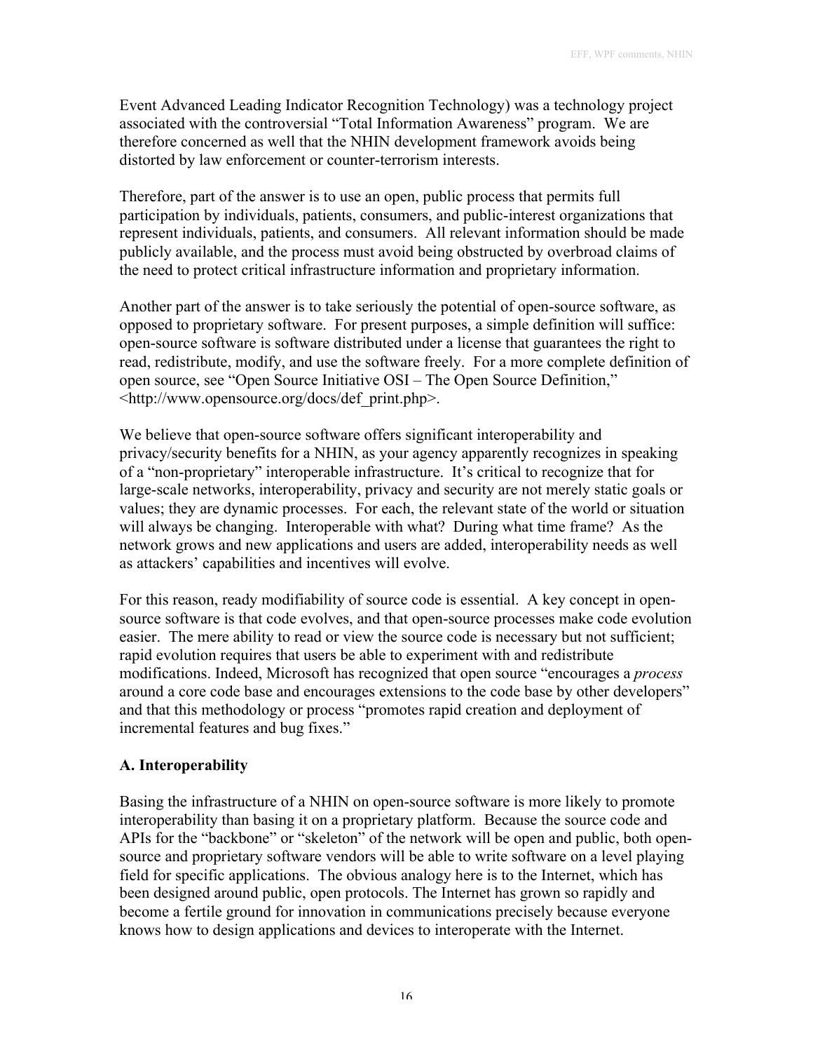Event Advanced Leading Indicator Recognition Technology) was a technology project associated with the controversial "Total Information Awareness" program. We are therefore concerned as well that the NHIN development framework avoids being distorted by law enforcement or counter-terrorism interests.

Therefore, part of the answer is to use an open, public process that permits full participation by individuals, patients, consumers, and public-interest organizations that represent individuals, patients, and consumers. All relevant information should be made publicly available, and the process must avoid being obstructed by overbroad claims of the need to protect critical infrastructure information and proprietary information.

Another part of the answer is to take seriously the potential of open-source software, as opposed to proprietary software. For present purposes, a simple definition will suffice: open-source software is software distributed under a license that guarantees the right to read, redistribute, modify, and use the software freely. For a more complete definition of open source, see "Open Source Initiative OSI – The Open Source Definition," <http://www.opensource.org/docs/def_print.php>.

We believe that open-source software offers significant interoperability and privacy/security benefits for a NHIN, as your agency apparently recognizes in speaking of a "non-proprietary" interoperable infrastructure. It's critical to recognize that for large-scale networks, interoperability, privacy and security are not merely static goals or values; they are dynamic processes. For each, the relevant state of the world or situation will always be changing. Interoperable with what? During what time frame? As the network grows and new applications and users are added, interoperability needs as well as attackers' capabilities and incentives will evolve.

For this reason, ready modifiability of source code is essential. A key concept in open-source software is that code evolves, and that open-source processes make code evolution easier. The mere ability to read or view the source code is necessary but not sufficient; rapid evolution requires that users be able to experiment with and redistribute modifications. Indeed, Microsoft has recognized that open source "encourages a *process* around a core code base and encourages extensions to the code base by other developers" and that this methodology or process "promotes rapid creation and deployment of incremental features and bug fixes."

### A. Interoperability

Basing the infrastructure of a NHIN on open-source software is more likely to promote interoperability than basing it on a proprietary platform. Because the source code and APIs for the "backbone" or "skeleton" of the network will be open and public, both open-source and proprietary software vendors will be able to write software on a level playing field for specific applications. The obvious analogy here is to the Internet, which has been designed around public, open protocols. The Internet has grown so rapidly and become a fertile ground for innovation in communications precisely because everyone knows how to design applications and devices to interoperate with the Internet.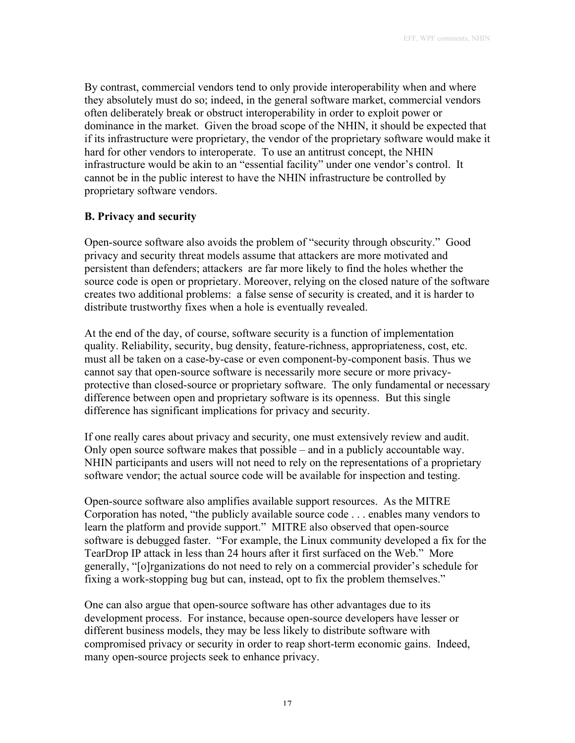By contrast, commercial vendors tend to only provide interoperability when and where they absolutely must do so; indeed, in the general software market, commercial vendors often deliberately break or obstruct interoperability in order to exploit power or dominance in the market. Given the broad scope of the NHIN, it should be expected that if its infrastructure were proprietary, the vendor of the proprietary software would make it hard for other vendors to interoperate. To use an antitrust concept, the NHIN infrastructure would be akin to an "essential facility" under one vendor's control. It cannot be in the public interest to have the NHIN infrastructure be controlled by proprietary software vendors.

**B. Privacy and security**

Open-source software also avoids the problem of "security through obscurity." Good privacy and security threat models assume that attackers are more motivated and persistent than defenders; attackers are far more likely to find the holes whether the source code is open or proprietary. Moreover, relying on the closed nature of the software creates two additional problems: a false sense of security is created, and it is harder to distribute trustworthy fixes when a hole is eventually revealed.

At the end of the day, of course, software security is a function of implementation quality. Reliability, security, bug density, feature-richness, appropriateness, cost, etc. must all be taken on a case-by-case or even component-by-component basis. Thus we cannot say that open-source software is necessarily more secure or more privacy-protective than closed-source or proprietary software. The only fundamental or necessary difference between open and proprietary software is its openness. But this single difference has significant implications for privacy and security.

If one really cares about privacy and security, one must extensively review and audit. Only open source software makes that possible – and in a publicly accountable way. NHIN participants and users will not need to rely on the representations of a proprietary software vendor; the actual source code will be available for inspection and testing.

Open-source software also amplifies available support resources. As the MITRE Corporation has noted, "the publicly available source code . . . enables many vendors to learn the platform and provide support." MITRE also observed that open-source software is debugged faster. "For example, the Linux community developed a fix for the TearDrop IP attack in less than 24 hours after it first surfaced on the Web." More generally, "[o]rganizations do not need to rely on a commercial provider's schedule for fixing a work-stopping bug but can, instead, opt to fix the problem themselves."

One can also argue that open-source software has other advantages due to its development process. For instance, because open-source developers have lesser or different business models, they may be less likely to distribute software with compromised privacy or security in order to reap short-term economic gains. Indeed, many open-source projects seek to enhance privacy.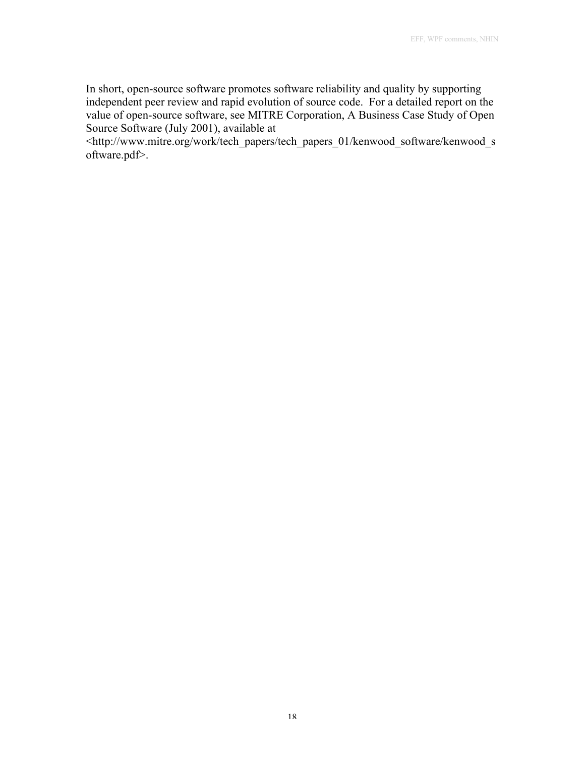In short, open-source software promotes software reliability and quality by supporting independent peer review and rapid evolution of source code. For a detailed report on the value of open-source software, see MITRE Corporation, A Business Case Study of Open Source Software (July 2001), available at <http://www.mitre.org/work/tech_papers/tech_papers_01/kenwood_software/kenwood_software.pdf>.